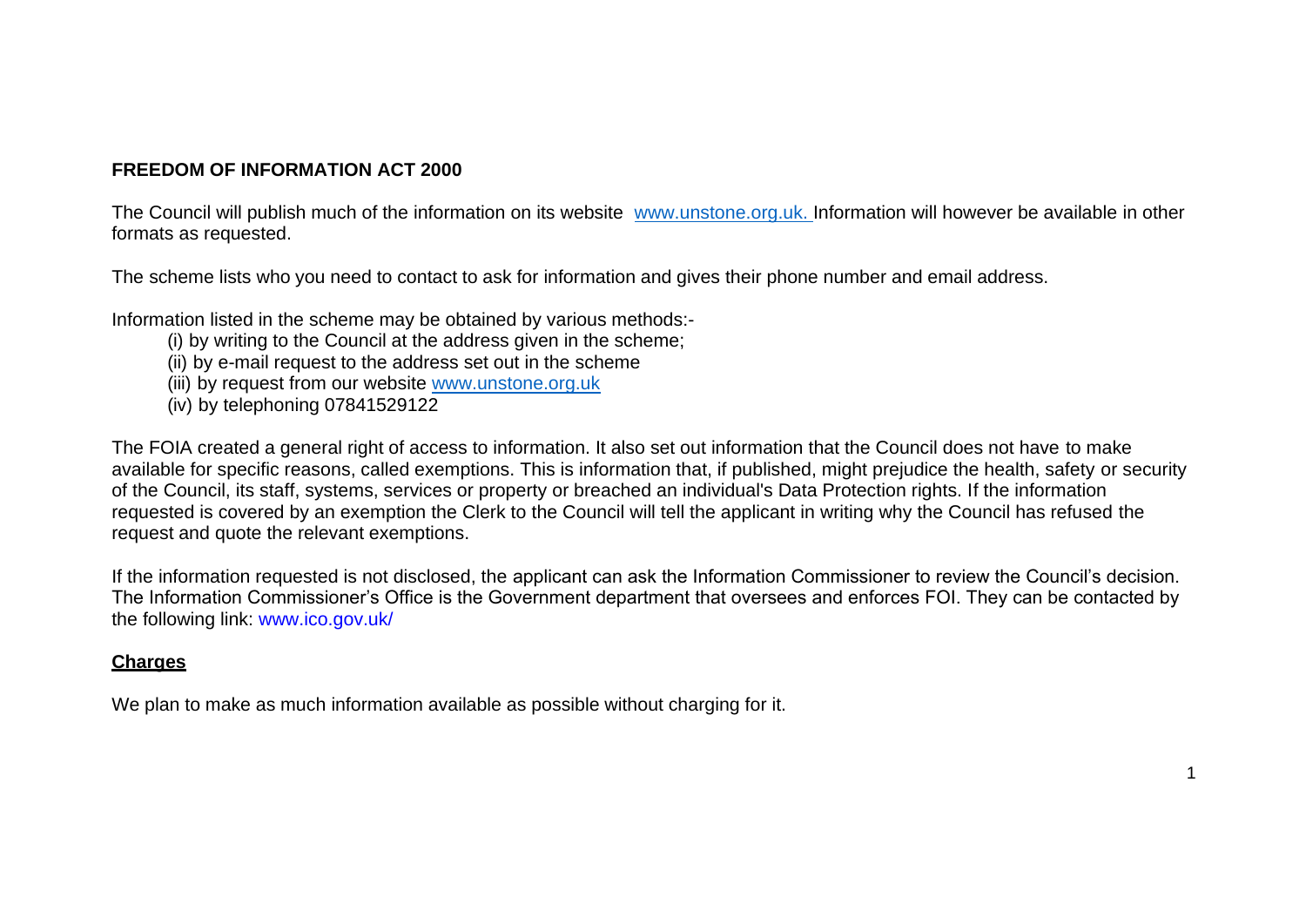**FREEDOM OF INFORMATION ACT 2000**

The Council will publish much of the information on its website [www.unstone.org.uk.](http://www.unstone.org.uk) Information will however be available in other formats as requested.

The scheme lists who you need to contact to ask for information and gives their phone number and email address.

Information listed in the scheme may be obtained by various methods:-

(i) by writing to the Council at the address given in the scheme;
(ii) by e-mail request to the address set out in the scheme
(iii) by request from our website [www.unstone.org.uk](http://www.unstone.org.uk)
(iv) by telephoning 07841529122

The FOIA created a general right of access to information. It also set out information that the Council does not have to make available for specific reasons, called exemptions. This is information that, if published, might prejudice the health, safety or security of the Council, its staff, systems, services or property or breached an individual's Data Protection rights. If the information requested is covered by an exemption the Clerk to the Council will tell the applicant in writing why the Council has refused the request and quote the relevant exemptions.

If the information requested is not disclosed, the applicant can ask the Information Commissioner to review the Council's decision. The Information Commissioner's Office is the Government department that oversees and enforces FOI. They can be contacted by the following link: www.ico.gov.uk/

**<u>Charges</u>**

We plan to make as much information available as possible without charging for it.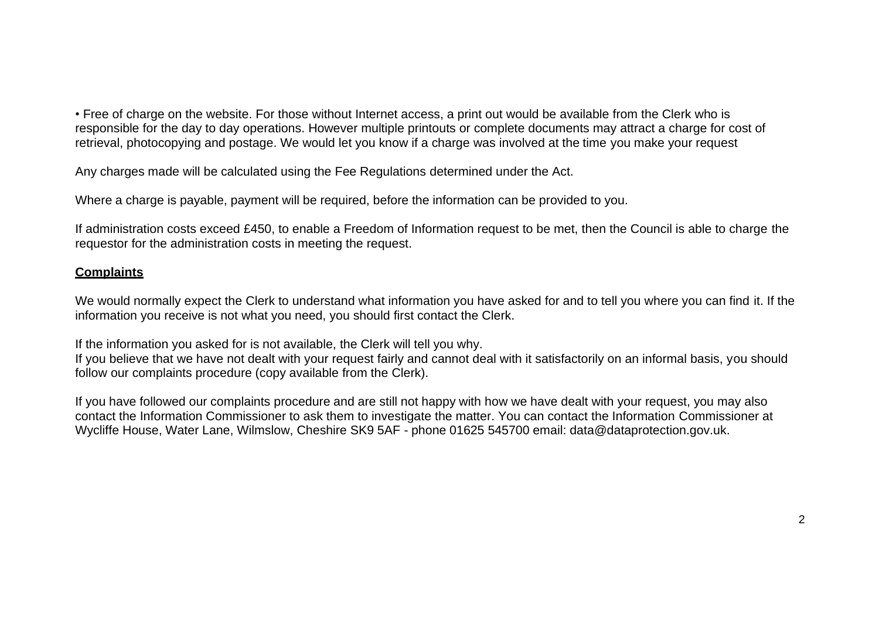- Free of charge on the website. For those without Internet access, a print out would be available from the Clerk who is responsible for the day to day operations. However multiple printouts or complete documents may attract a charge for cost of retrieval, photocopying and postage. We would let you know if a charge was involved at the time you make your request

Any charges made will be calculated using the Fee Regulations determined under the Act.

Where a charge is payable, payment will be required, before the information can be provided to you.

If administration costs exceed £450, to enable a Freedom of Information request to be met, then the Council is able to charge the requestor for the administration costs in meeting the request.

## Complaints

We would normally expect the Clerk to understand what information you have asked for and to tell you where you can find it. If the information you receive is not what you need, you should first contact the Clerk.

If the information you asked for is not available, the Clerk will tell you why.
If you believe that we have not dealt with your request fairly and cannot deal with it satisfactorily on an informal basis, you should follow our complaints procedure (copy available from the Clerk).

If you have followed our complaints procedure and are still not happy with how we have dealt with your request, you may also contact the Information Commissioner to ask them to investigate the matter. You can contact the Information Commissioner at Wycliffe House, Water Lane, Wilmslow, Cheshire SK9 5AF - phone 01625 545700 email: data@dataprotection.gov.uk.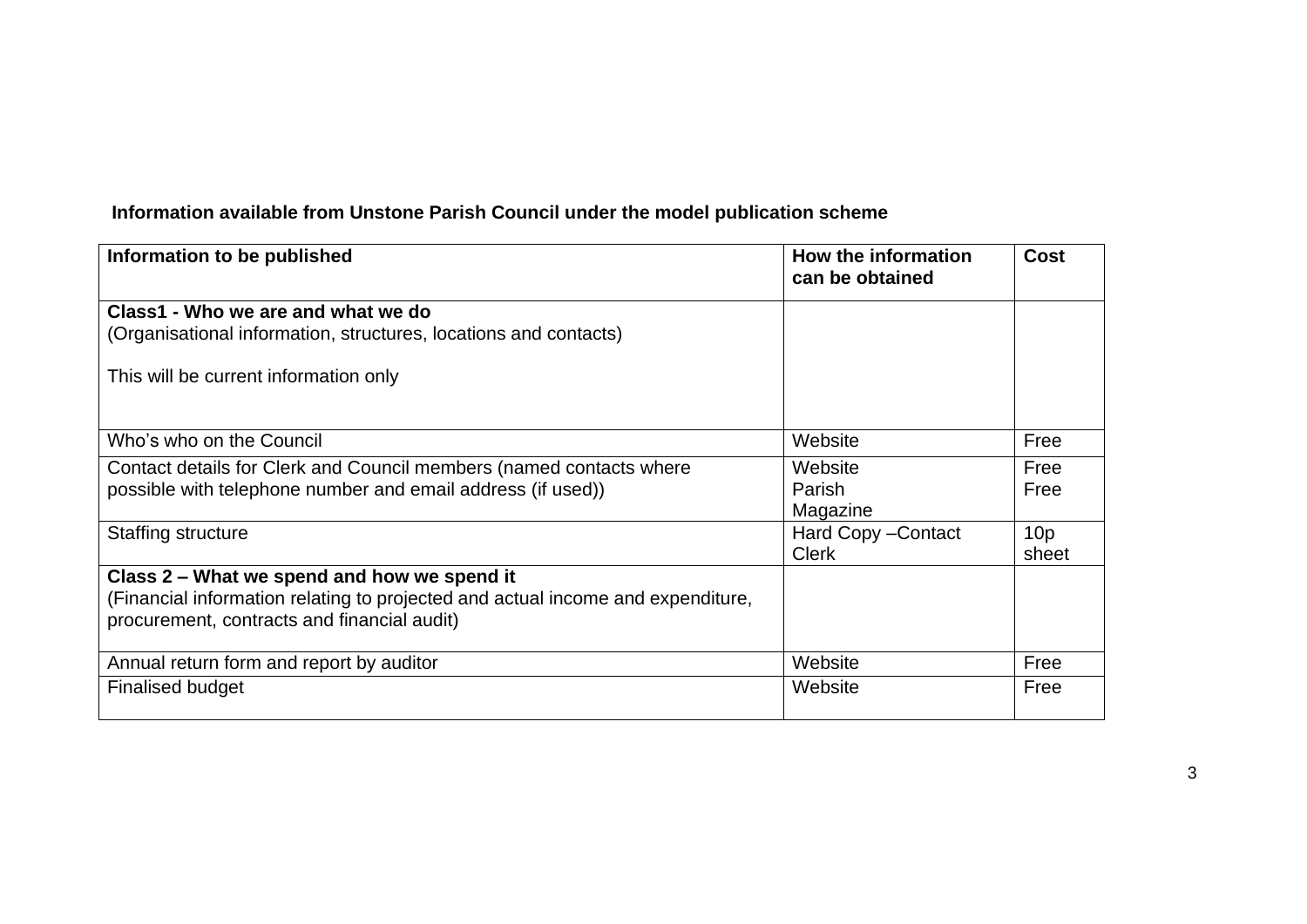**Information available from Unstone Parish Council under the model publication scheme**

| Information to be published | How the information can be obtained | Cost |
|---|---|---|
| **Class1 - Who we are and what we do**<br>(Organisational information, structures, locations and contacts)<br><br>This will be current information only | | |
| Who's who on the Council | Website | Free |
| Contact details for Clerk and Council members (named contacts where possible with telephone number and email address (if used)) | Website<br>Parish Magazine | Free<br>Free |
| Staffing structure | Hard Copy –Contact Clerk | 10p sheet |
| **Class 2 – What we spend and how we spend it**<br>(Financial information relating to projected and actual income and expenditure, procurement, contracts and financial audit) | | |
| Annual return form and report by auditor | Website | Free |
| Finalised budget | Website | Free |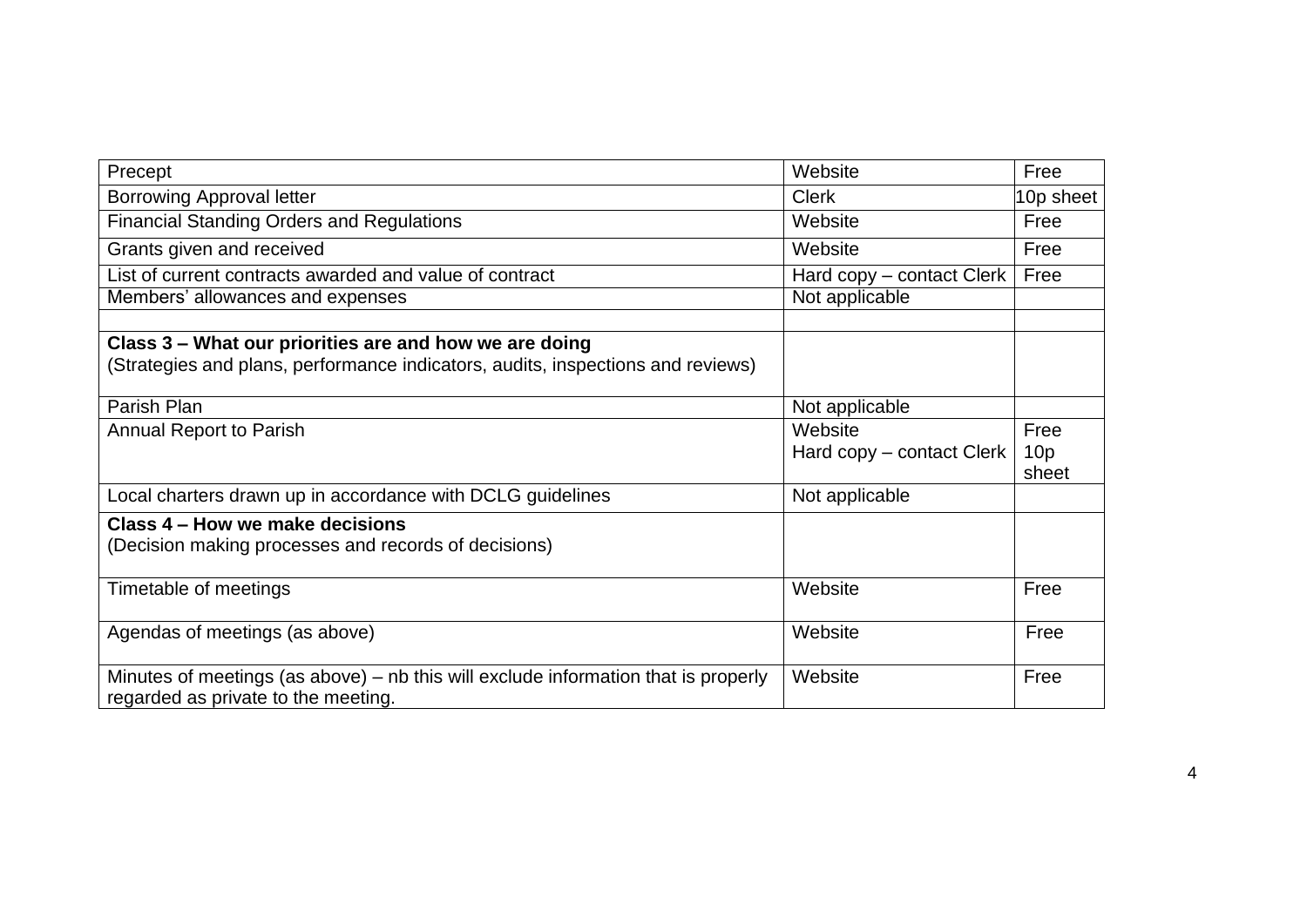| | | |
|---|---|---|
| Precept | Website | Free |
| Borrowing Approval letter | Clerk | 10p sheet |
| Financial Standing Orders and Regulations | Website | Free |
| Grants given and received | Website | Free |
| List of current contracts awarded and value of contract | Hard copy – contact Clerk | Free |
| Members' allowances and expenses | Not applicable | |
| | | |
| **Class 3 – What our priorities are and how we are doing**<br>(Strategies and plans, performance indicators, audits, inspections and reviews) | | |
| Parish Plan | Not applicable | |
| Annual Report to Parish | Website<br>Hard copy – contact Clerk | Free<br>10p sheet |
| Local charters drawn up in accordance with DCLG guidelines | Not applicable | |
| **Class 4 – How we make decisions**<br>(Decision making processes and records of decisions) | | |
| Timetable of meetings | Website | Free |
| Agendas of meetings (as above) | Website | Free |
| Minutes of meetings (as above) – nb this will exclude information that is properly regarded as private to the meeting. | Website | Free |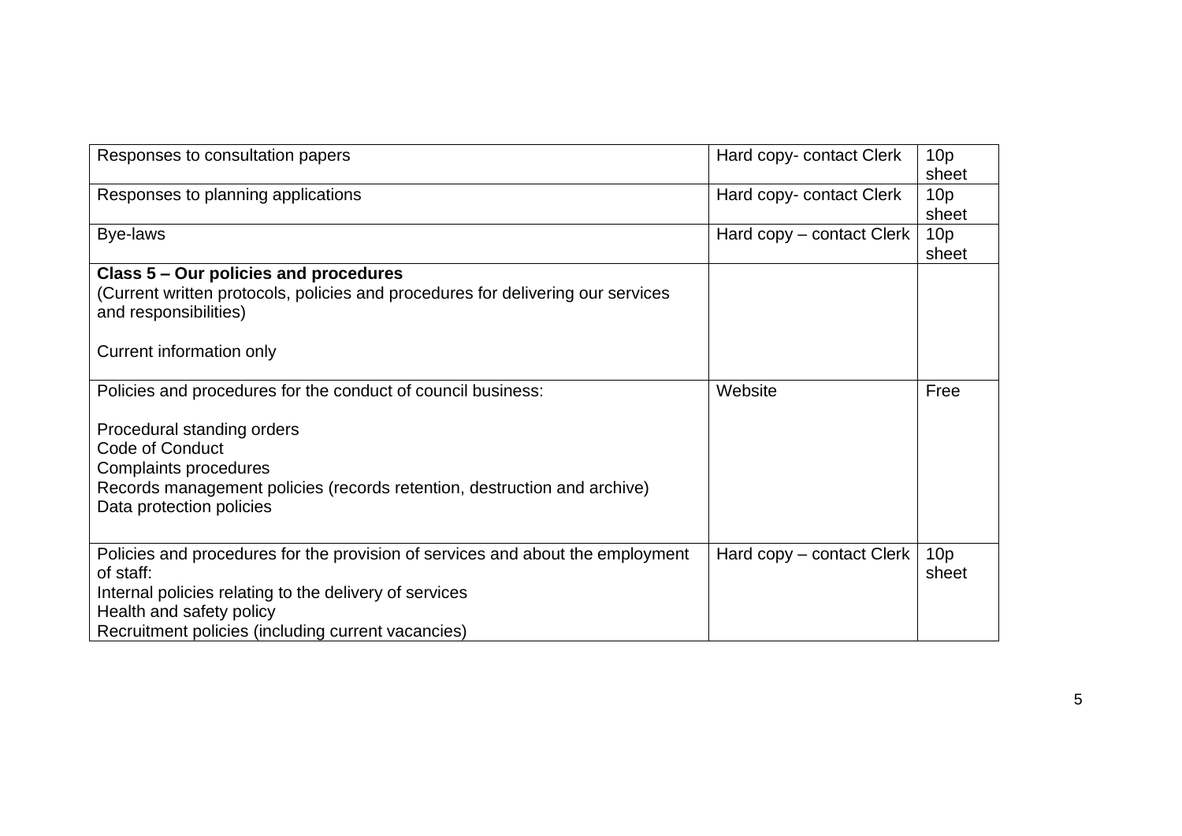| | | |
|---|---|---|
| Responses to consultation papers | Hard copy- contact Clerk | 10p sheet |
| Responses to planning applications | Hard copy- contact Clerk | 10p sheet |
| Bye-laws | Hard copy – contact Clerk | 10p sheet |
| **Class 5 – Our policies and procedures**<br>(Current written protocols, policies and procedures for delivering our services and responsibilities)<br><br>Current information only | | |
| Policies and procedures for the conduct of council business:<br><br>Procedural standing orders<br>Code of Conduct<br>Complaints procedures<br>Records management policies (records retention, destruction and archive)<br>Data protection policies | Website | Free |
| Policies and procedures for the provision of services and about the employment of staff:<br>Internal policies relating to the delivery of services<br>Health and safety policy<br>Recruitment policies (including current vacancies) | Hard copy – contact Clerk | 10p sheet |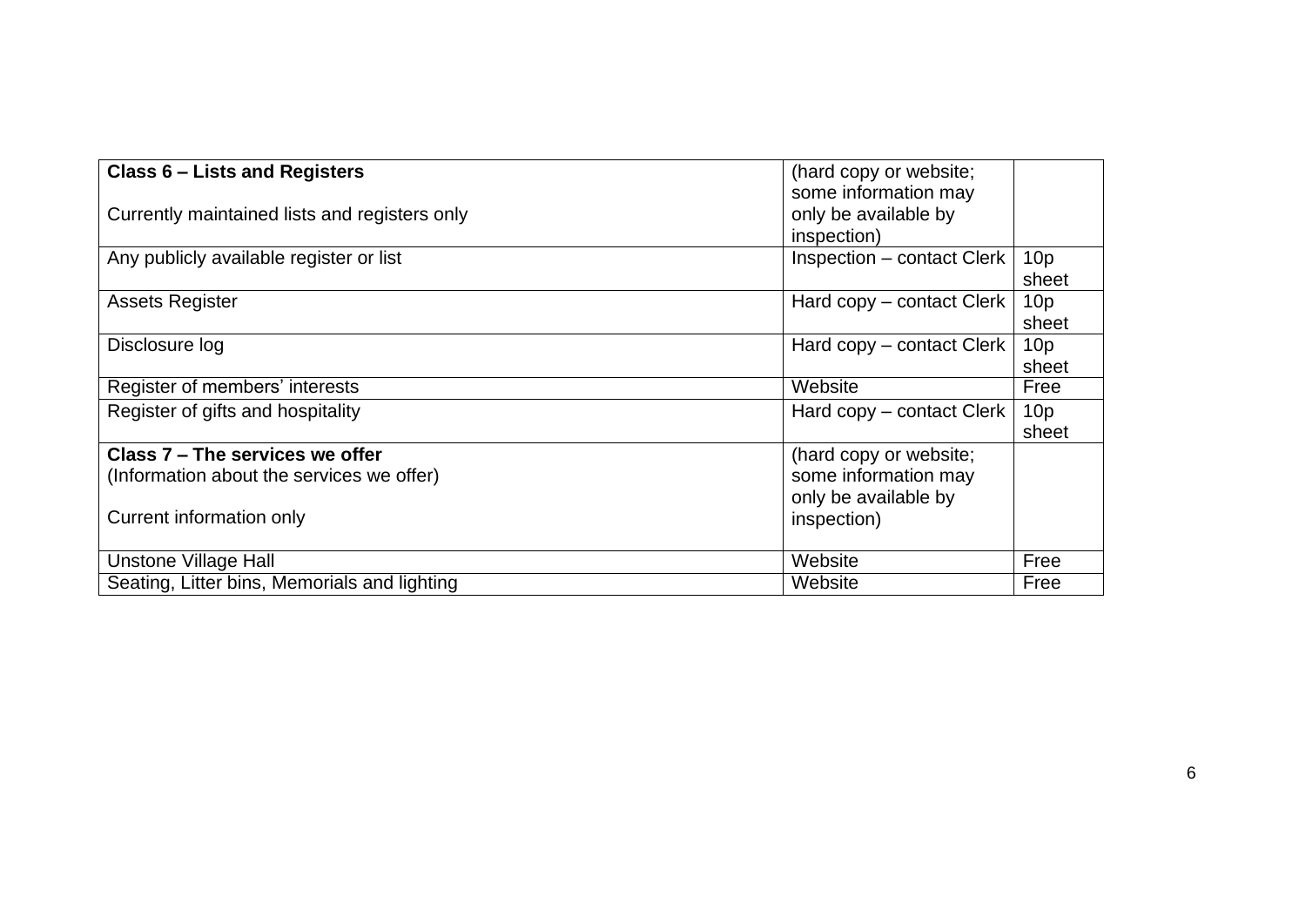| **Class 6 – Lists and Registers**<br><br>Currently maintained lists and registers only | (hard copy or website; some information may only be available by inspection) | |
|---|---|---|
| Any publicly available register or list | Inspection – contact Clerk | 10p sheet |
| Assets Register | Hard copy – contact Clerk | 10p sheet |
| Disclosure log | Hard copy – contact Clerk | 10p sheet |
| Register of members' interests | Website | Free |
| Register of gifts and hospitality | Hard copy – contact Clerk | 10p sheet |
| **Class 7 – The services we offer**<br>(Information about the services we offer)<br><br>Current information only | (hard copy or website; some information may only be available by inspection) | |
| Unstone Village Hall | Website | Free |
| Seating, Litter bins, Memorials and lighting | Website | Free |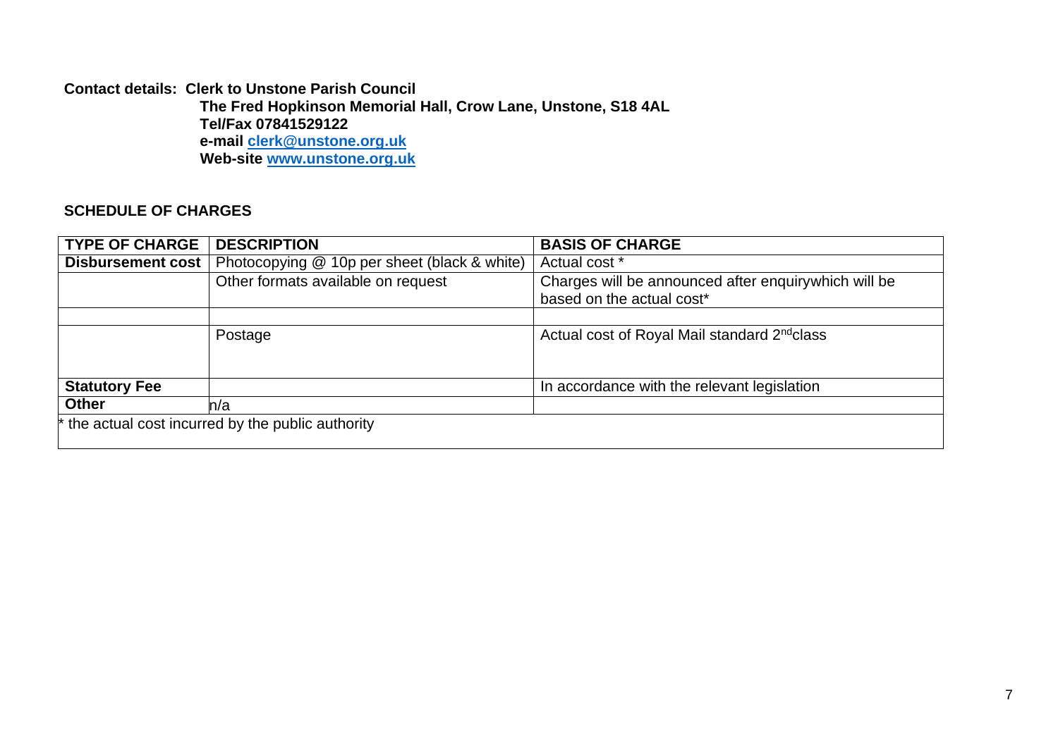**Contact details: Clerk to Unstone Parish Council**
**The Fred Hopkinson Memorial Hall, Crow Lane, Unstone, S18 4AL**
**Tel/Fax 07841529122**
**e-mail [clerk@unstone.org.uk](mailto:clerk@unstone.org.uk)**
**Web-site [www.unstone.org.uk](http://www.unstone.org.uk)**

**SCHEDULE OF CHARGES**

| TYPE OF CHARGE | DESCRIPTION | BASIS OF CHARGE |
|---|---|---|
| **Disbursement cost** | Photocopying @ 10p per sheet (black & white) | Actual cost * |
| | Other formats available on request | Charges will be announced after enquirywhich will be based on the actual cost* |
| | | |
| | Postage | Actual cost of Royal Mail standard 2nd class |
| **Statutory Fee** | | In accordance with the relevant legislation |
| **Other** | n/a | |
| * the actual cost incurred by the public authority | | |